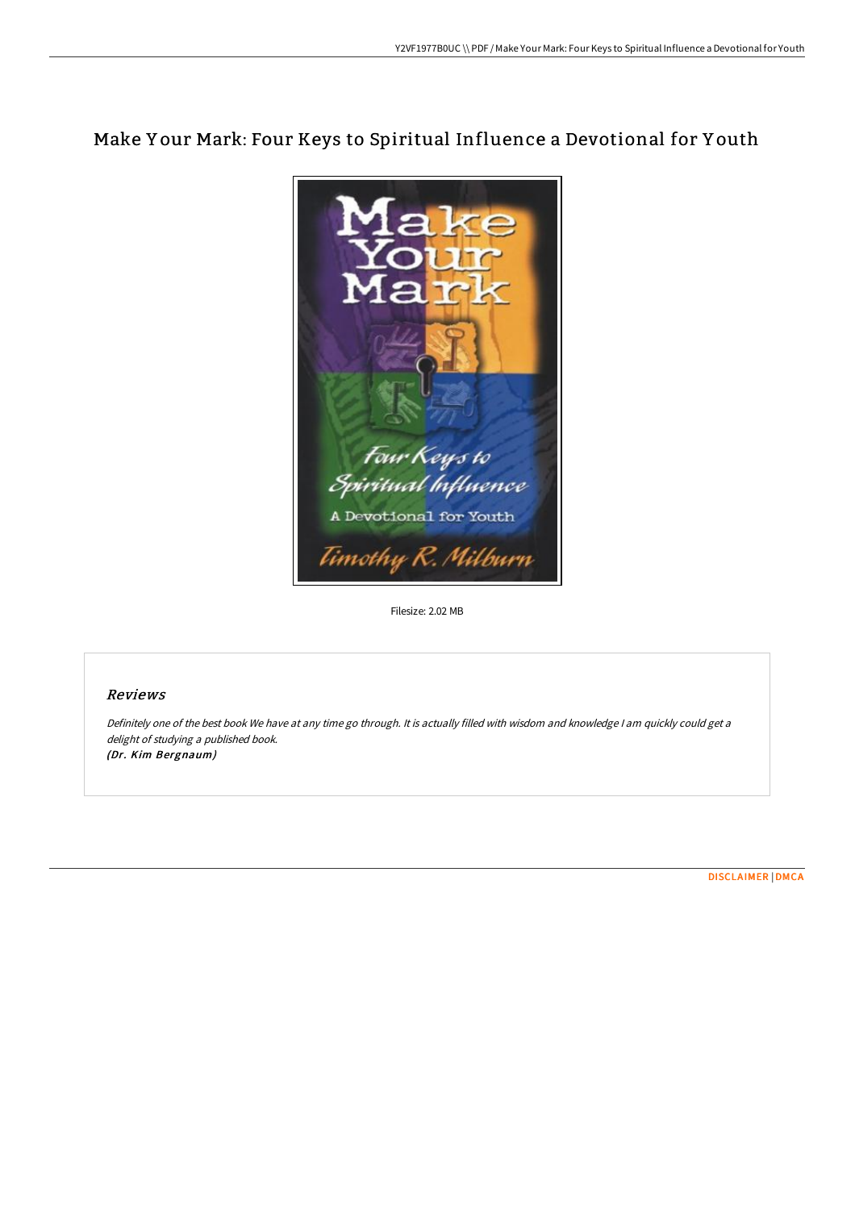# Make Your Mark: Four Keys to Spiritual Influence a Devotional for Youth

Filesize: 2.02 MB

## Reviews

*Definitely one of the best book We have at any time go through. It is actually filled with wisdom and knowledge I am quickly could get a delight of studying a published book.*
*(Dr. Kim Bergnaum)*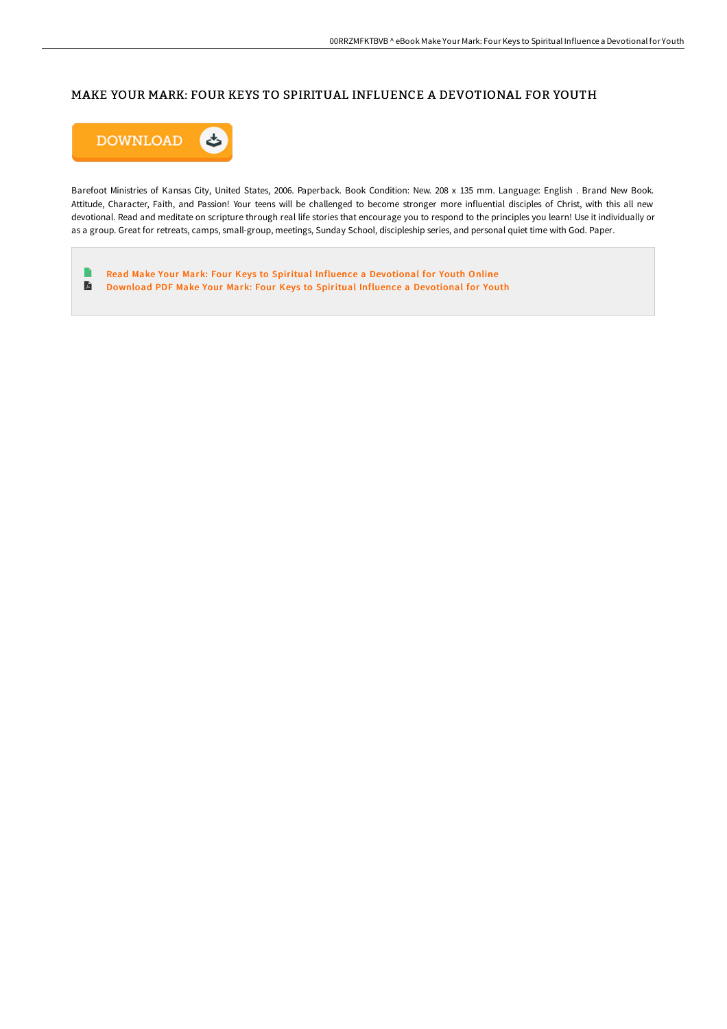## MAKE YOUR MARK: FOUR KEYS TO SPIRITUAL INFLUENCE A DEVOTIONAL FOR YOUTH

DOWNLOAD

Barefoot Ministries of Kansas City, United States, 2006. Paperback. Book Condition: New. 208 x 135 mm. Language: English . Brand New Book. Attitude, Character, Faith, and Passion! Your teens will be challenged to become stronger more influential disciples of Christ, with this all new devotional. Read and meditate on scripture through real life stories that encourage you to respond to the principles you learn! Use it individually or as a group. Great for retreats, camps, small-group, meetings, Sunday School, discipleship series, and personal quiet time with God. Paper.

- Read Make Your Mark: Four Keys to Spiritual Influence a Devotional for Youth Online
- Download PDF Make Your Mark: Four Keys to Spiritual Influence a Devotional for Youth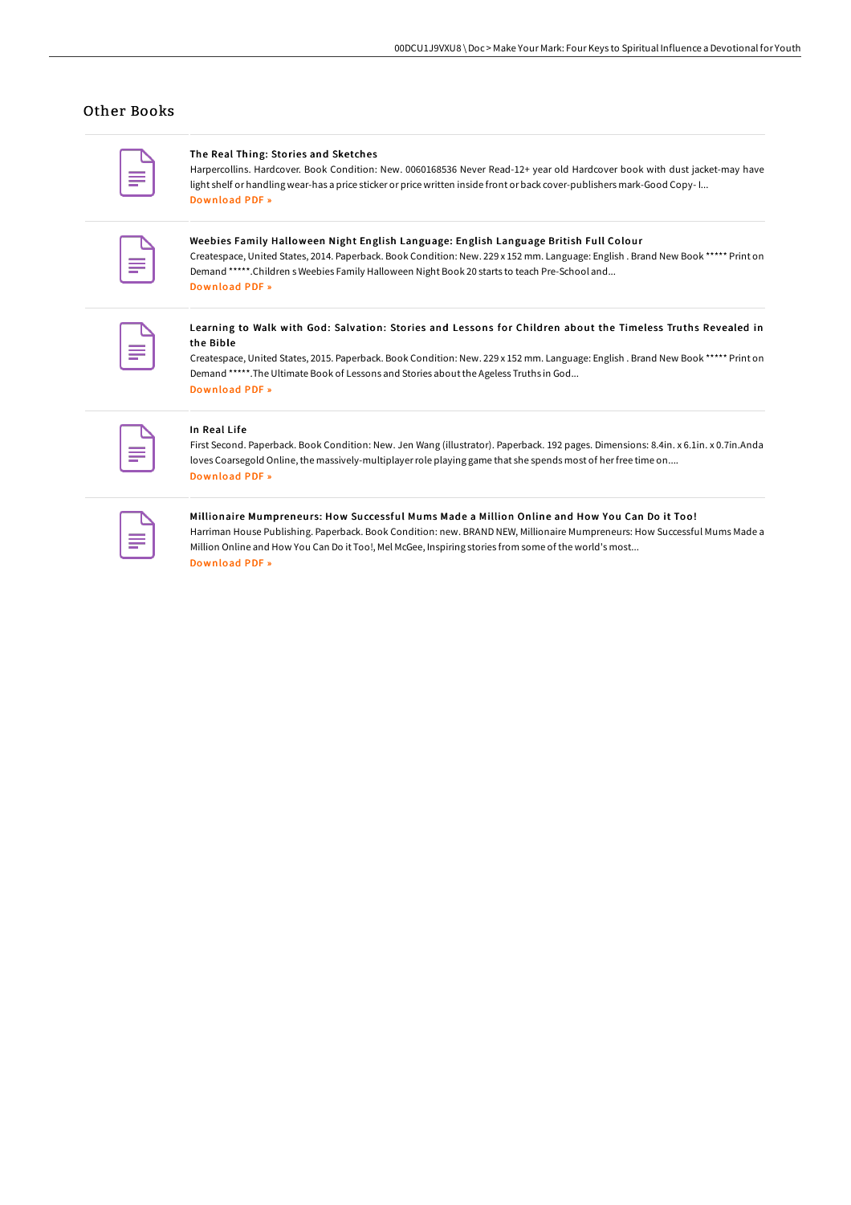## Other Books

### The Real Thing: Stories and Sketches

Harpercollins. Hardcover. Book Condition: New. 0060168536 Never Read-12+ year old Hardcover book with dust jacket-may have light shelf or handling wear-has a price sticker or price written inside front or back cover-publishers mark-Good Copy- I...

Download PDF »

### Weebies Family Halloween Night English Language: English Language British Full Colour

Createspace, United States, 2014. Paperback. Book Condition: New. 229 x 152 mm. Language: English . Brand New Book ***** Print on Demand *****.Children s Weebies Family Halloween Night Book 20 starts to teach Pre-School and...

Download PDF »

### Learning to Walk with God: Salvation: Stories and Lessons for Children about the Timeless Truths Revealed in the Bible

Createspace, United States, 2015. Paperback. Book Condition: New. 229 x 152 mm. Language: English . Brand New Book ***** Print on Demand *****.The Ultimate Book of Lessons and Stories about the Ageless Truths in God...

Download PDF »

### In Real Life

First Second. Paperback. Book Condition: New. Jen Wang (illustrator). Paperback. 192 pages. Dimensions: 8.4in. x 6.1in. x 0.7in.Anda loves Coarsegold Online, the massively-multiplayer role playing game that she spends most of her free time on....

Download PDF »

### Millionaire Mumpreneurs: How Successful Mums Made a Million Online and How You Can Do it Too!

Harriman House Publishing. Paperback. Book Condition: new. BRAND NEW, Millionaire Mumpreneurs: How Successful Mums Made a Million Online and How You Can Do it Too!, Mel McGee, Inspiring stories from some of the world's most...

Download PDF »